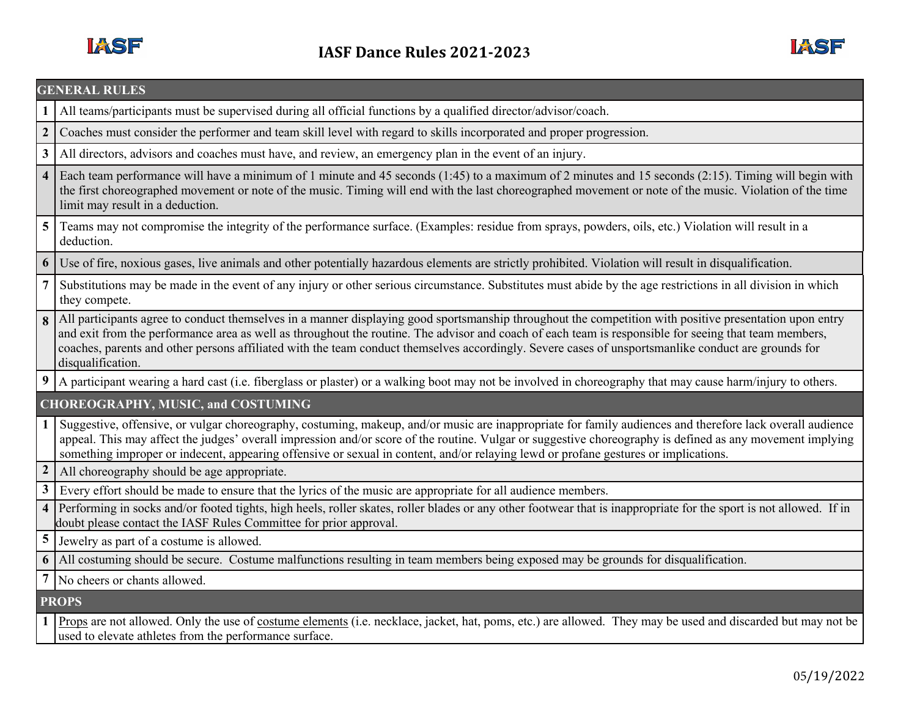# IASF Dance Rules 2021-2023

| GENERAL RULES | |
|---|---|
| 1 | All teams/participants must be supervised during all official functions by a qualified director/advisor/coach. |
| 2 | Coaches must consider the performer and team skill level with regard to skills incorporated and proper progression. |
| 3 | All directors, advisors and coaches must have, and review, an emergency plan in the event of an injury. |
| 4 | Each team performance will have a minimum of 1 minute and 45 seconds (1:45) to a maximum of 2 minutes and 15 seconds (2:15). Timing will begin with the first choreographed movement or note of the music. Timing will end with the last choreographed movement or note of the music. Violation of the time limit may result in a deduction. |
| 5 | Teams may not compromise the integrity of the performance surface. (Examples: residue from sprays, powders, oils, etc.) Violation will result in a deduction. |
| 6 | Use of fire, noxious gases, live animals and other potentially hazardous elements are strictly prohibited. Violation will result in disqualification. |
| 7 | Substitutions may be made in the event of any injury or other serious circumstance. Substitutes must abide by the age restrictions in all division in which they compete. |
| 8 | All participants agree to conduct themselves in a manner displaying good sportsmanship throughout the competition with positive presentation upon entry and exit from the performance area as well as throughout the routine. The advisor and coach of each team is responsible for seeing that team members, coaches, parents and other persons affiliated with the team conduct themselves accordingly. Severe cases of unsportsmanlike conduct are grounds for disqualification. |
| 9 | A participant wearing a hard cast (i.e. fiberglass or plaster) or a walking boot may not be involved in choreography that may cause harm/injury to others. |
| **CHOREOGRAPHY, MUSIC, and COSTUMING** | |
| 1 | Suggestive, offensive, or vulgar choreography, costuming, makeup, and/or music are inappropriate for family audiences and therefore lack overall audience appeal. This may affect the judges' overall impression and/or score of the routine. Vulgar or suggestive choreography is defined as any movement implying something improper or indecent, appearing offensive or sexual in content, and/or relaying lewd or profane gestures or implications. |
| 2 | All choreography should be age appropriate. |
| 3 | Every effort should be made to ensure that the lyrics of the music are appropriate for all audience members. |
| 4 | Performing in socks and/or footed tights, high heels, roller skates, roller blades or any other footwear that is inappropriate for the sport is not allowed. If in doubt please contact the IASF Rules Committee for prior approval. |
| 5 | Jewelry as part of a costume is allowed. |
| 6 | All costuming should be secure. Costume malfunctions resulting in team members being exposed may be grounds for disqualification. |
| 7 | No cheers or chants allowed. |
| **PROPS** | |
| 1 | Props are not allowed. Only the use of costume elements (i.e. necklace, jacket, hat, poms, etc.) are allowed. They may be used and discarded but may not be used to elevate athletes from the performance surface. |

05/19/2022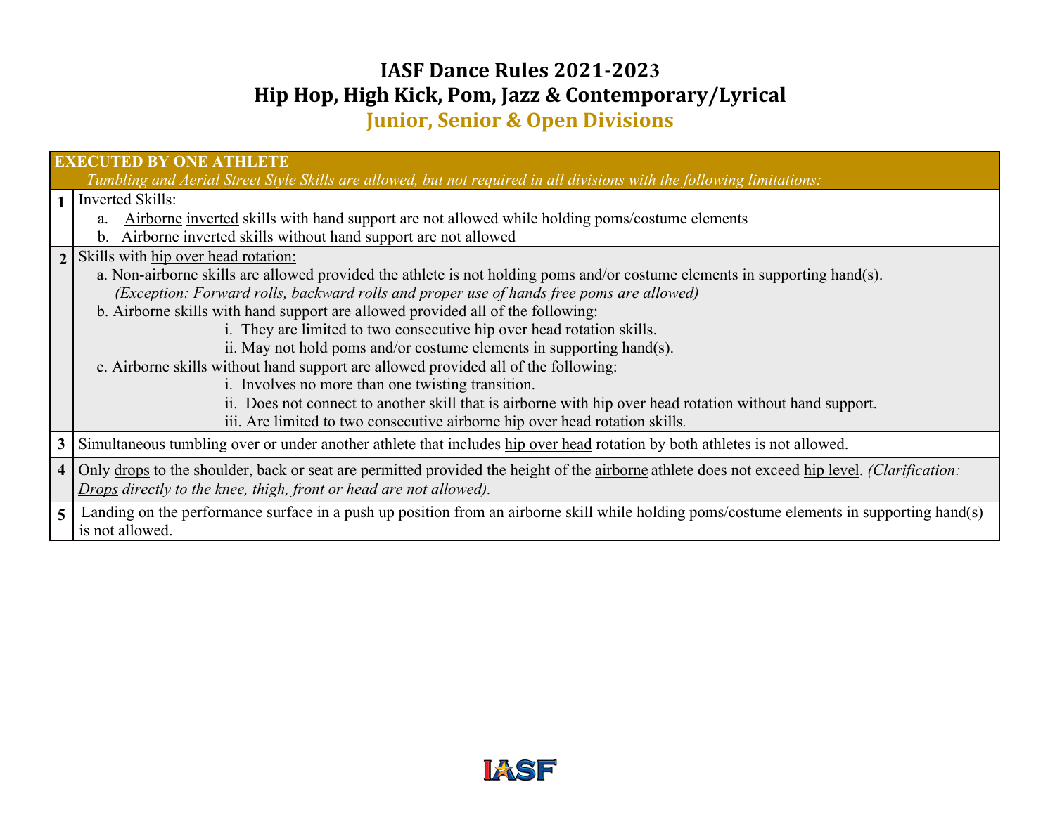# IASF Dance Rules 2021-2023
## Hip Hop, High Kick, Pom, Jazz & Contemporary/Lyrical
### Junior, Senior & Open Divisions

| EXECUTED BY ONE ATHLETE | |
|---|---|
| *Tumbling and Aerial Street Style Skills are allowed, but not required in all divisions with the following limitations:* | |
| **1** | Inverted Skills:<br>a. Airborne inverted skills with hand support are not allowed while holding poms/costume elements<br>b. Airborne inverted skills without hand support are not allowed |
| **2** | Skills with hip over head rotation:<br>a. Non-airborne skills are allowed provided the athlete is not holding poms and/or costume elements in supporting hand(s).<br>*(Exception: Forward rolls, backward rolls and proper use of hands free poms are allowed)*<br>b. Airborne skills with hand support are allowed provided all of the following:<br>i. They are limited to two consecutive hip over head rotation skills.<br>ii. May not hold poms and/or costume elements in supporting hand(s).<br>c. Airborne skills without hand support are allowed provided all of the following:<br>i. Involves no more than one twisting transition.<br>ii. Does not connect to another skill that is airborne with hip over head rotation without hand support.<br>iii. Are limited to two consecutive airborne hip over head rotation skills. |
| **3** | Simultaneous tumbling over or under another athlete that includes hip over head rotation by both athletes is not allowed. |
| **4** | Only drops to the shoulder, back or seat are permitted provided the height of the airborne athlete does not exceed hip level. *(Clarification: Drops directly to the knee, thigh, front or head are not allowed).* |
| **5** | Landing on the performance surface in a push up position from an airborne skill while holding poms/costume elements in supporting hand(s) is not allowed. |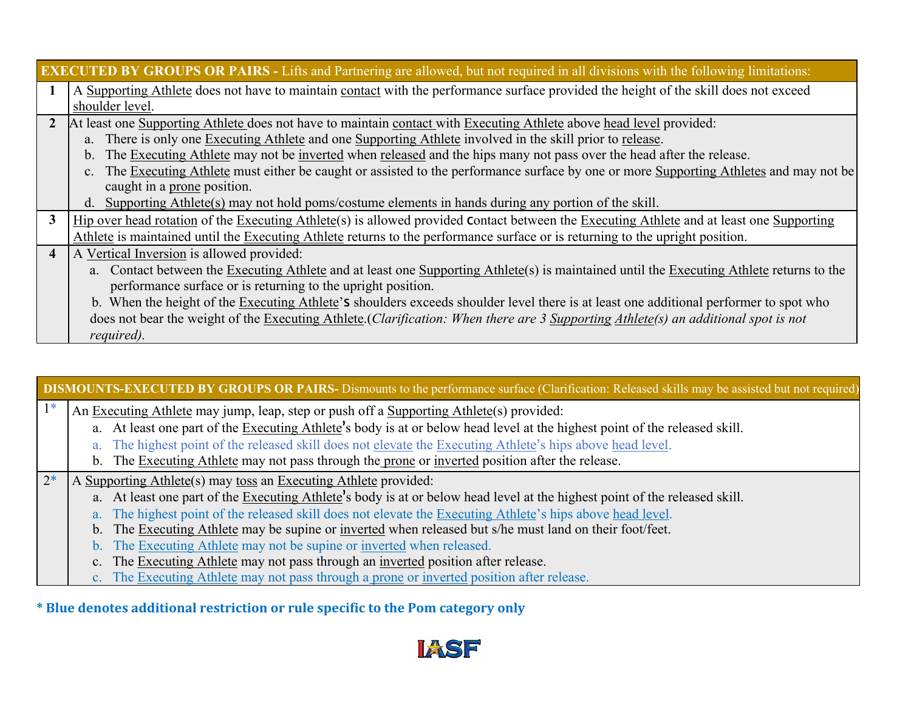| EXECUTED BY GROUPS OR PAIRS - Lifts and Partnering are allowed, but not required in all divisions with the following limitations: | |
|---|---|
| 1 | A Supporting Athlete does not have to maintain contact with the performance surface provided the height of the skill does not exceed shoulder level. |
| 2 | At least one Supporting Athlete does not have to maintain contact with Executing Athlete above head level provided:<br>a. There is only one Executing Athlete and one Supporting Athlete involved in the skill prior to release.<br>b. The Executing Athlete may not be inverted when released and the hips many not pass over the head after the release.<br>c. The Executing Athlete must either be caught or assisted to the performance surface by one or more Supporting Athletes and may not be caught in a prone position.<br>d. Supporting Athlete(s) may not hold poms/costume elements in hands during any portion of the skill. |
| 3 | Hip over head rotation of the Executing Athlete(s) is allowed provided contact between the Executing Athlete and at least one Supporting Athlete is maintained until the Executing Athlete returns to the performance surface or is returning to the upright position. |
| 4 | A Vertical Inversion is allowed provided:<br>a. Contact between the Executing Athlete and at least one Supporting Athlete(s) is maintained until the Executing Athlete returns to the performance surface or is returning to the upright position.<br>b. When the height of the Executing Athlete's shoulders exceeds shoulder level there is at least one additional performer to spot who does not bear the weight of the Executing Athlete.(*Clarification: When there are 3 Supporting Athlete(s) an additional spot is not required)*. |

| DISMOUNTS-EXECUTED BY GROUPS OR PAIRS- Dismounts to the performance surface (Clarification: Released skills may be assisted but not required) | |
|---|---|
| 1* | An Executing Athlete may jump, leap, step or push off a Supporting Athlete(s) provided:<br>a. At least one part of the Executing Athlete's body is at or below head level at the highest point of the released skill.<br>a. The highest point of the released skill does not elevate the Executing Athlete's hips above head level.<br>b. The Executing Athlete may not pass through the prone or inverted position after the release. |
| 2* | A Supporting Athlete(s) may toss an Executing Athlete provided:<br>a. At least one part of the Executing Athlete's body is at or below head level at the highest point of the released skill.<br>a. The highest point of the released skill does not elevate the Executing Athlete's hips above head level.<br>b. The Executing Athlete may be supine or inverted when released but s/he must land on their foot/feet.<br>b. The Executing Athlete may not be supine or inverted when released.<br>c. The Executing Athlete may not pass through an inverted position after release.<br>c. The Executing Athlete may not pass through a prone or inverted position after release. |

**\* Blue denotes additional restriction or rule specific to the Pom category only**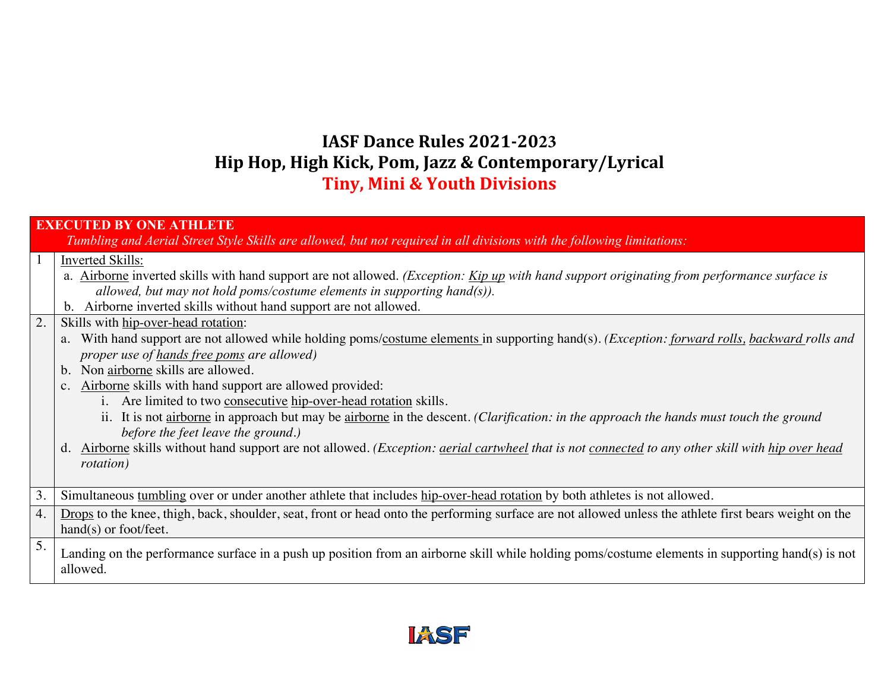# IASF Dance Rules 2021-2023

## Hip Hop, High Kick, Pom, Jazz & Contemporary/Lyrical

## Tiny, Mini & Youth Divisions

| **EXECUTED BY ONE ATHLETE** *Tumbling and Aerial Street Style Skills are allowed, but not required in all divisions with the following limitations:* | |
|---|---|
| 1 | Inverted Skills:<br>a. Airborne inverted skills with hand support are not allowed. *(Exception: Kip up with hand support originating from performance surface is allowed, but may not hold poms/costume elements in supporting hand(s)).*<br>b. Airborne inverted skills without hand support are not allowed. |
| 2. | Skills with hip-over-head rotation:<br>a. With hand support are not allowed while holding poms/costume elements in supporting hand(s). *(Exception: forward rolls, backward rolls and proper use of hands free poms are allowed)*<br>b. Non airborne skills are allowed.<br>c. Airborne skills with hand support are allowed provided:<br>i. Are limited to two consecutive hip-over-head rotation skills.<br>ii. It is not airborne in approach but may be airborne in the descent. *(Clarification: in the approach the hands must touch the ground before the feet leave the ground.)*<br>d. Airborne skills without hand support are not allowed. *(Exception: aerial cartwheel that is not connected to any other skill with hip over head rotation)* |
| 3. | Simultaneous tumbling over or under another athlete that includes hip-over-head rotation by both athletes is not allowed. |
| 4. | Drops to the knee, thigh, back, shoulder, seat, front or head onto the performing surface are not allowed unless the athlete first bears weight on the hand(s) or foot/feet. |
| 5. | Landing on the performance surface in a push up position from an airborne skill while holding poms/costume elements in supporting hand(s) is not allowed. |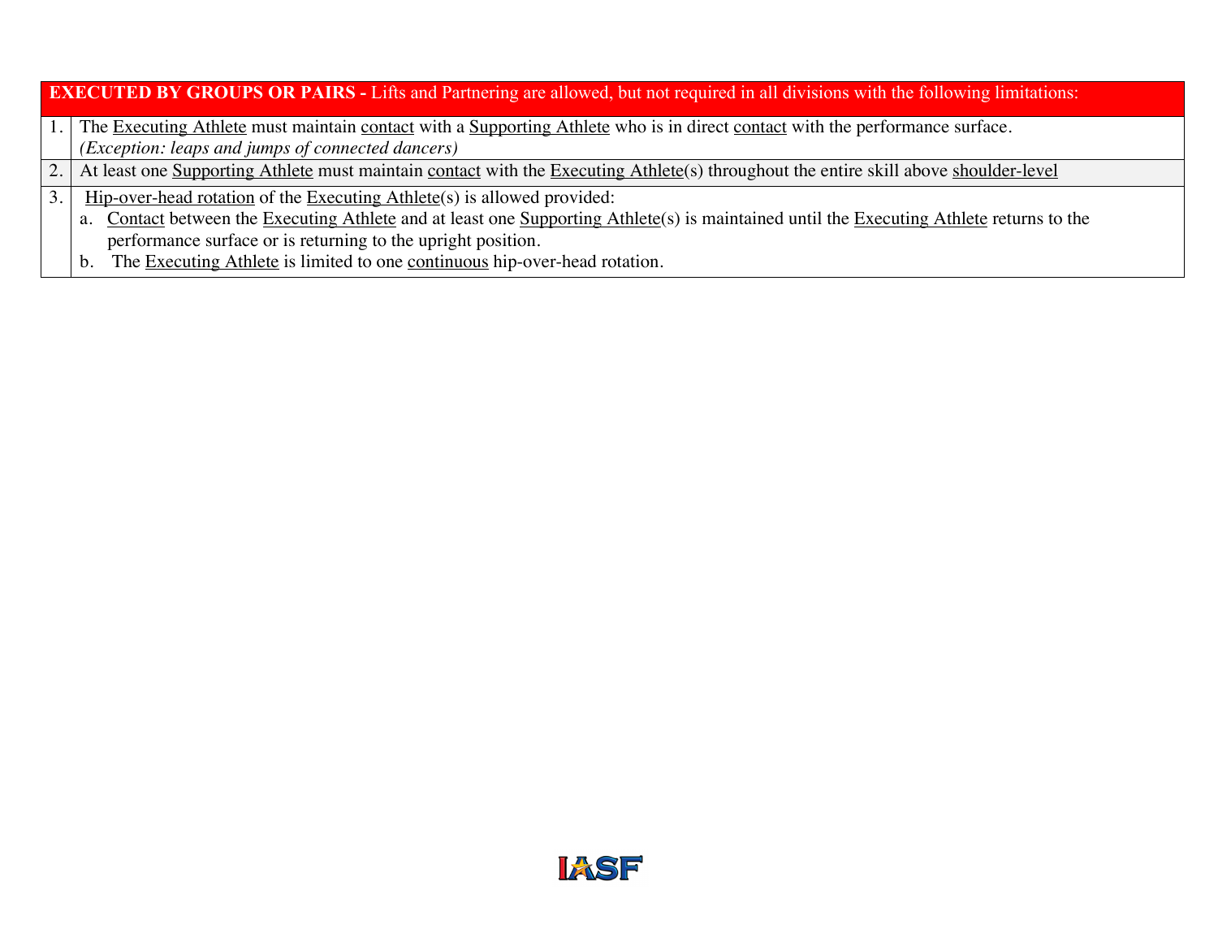| | **EXECUTED BY GROUPS OR PAIRS -** Lifts and Partnering are allowed, but not required in all divisions with the following limitations: |
|---|---|
| 1. | The Executing Athlete must maintain contact with a Supporting Athlete who is in direct contact with the performance surface. *(Exception: leaps and jumps of connected dancers)* |
| 2. | At least one Supporting Athlete must maintain contact with the Executing Athlete(s) throughout the entire skill above shoulder-level |
| 3. | Hip-over-head rotation of the Executing Athlete(s) is allowed provided: <br> a. Contact between the Executing Athlete and at least one Supporting Athlete(s) is maintained until the Executing Athlete returns to the performance surface or is returning to the upright position. <br> b. The Executing Athlete is limited to one continuous hip-over-head rotation. |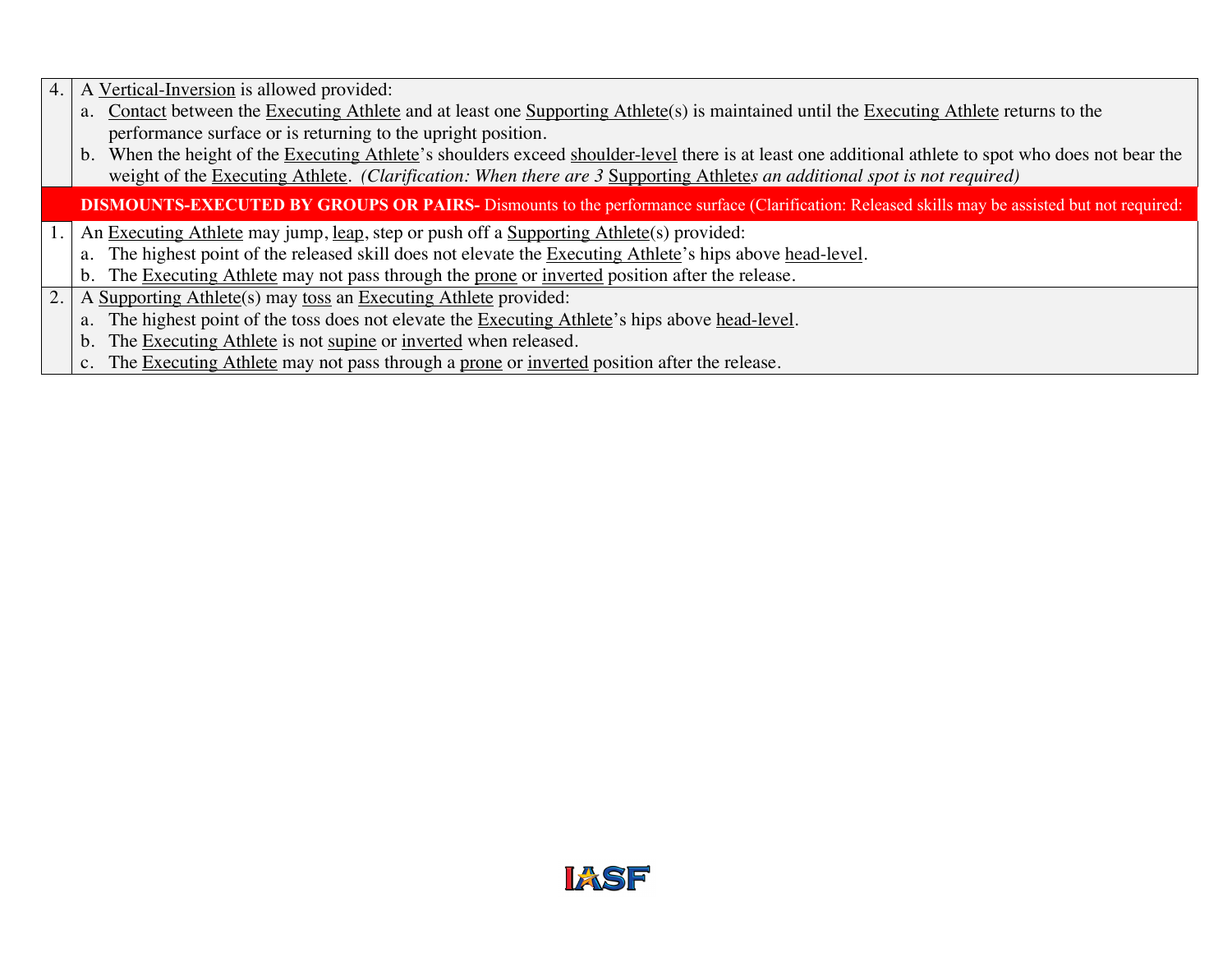| | |
|---|---|
| 4. | A <u>Vertical-Inversion</u> is allowed provided:<br>a. <u>Contact</u> between the <u>Executing Athlete</u> and at least one <u>Supporting Athlete</u>(s) is maintained until the <u>Executing Athlete</u> returns to the performance surface or is returning to the upright position.<br>b. When the height of the <u>Executing Athlete</u>'s shoulders exceed <u>shoulder-level</u> there is at least one additional athlete to spot who does not bear the weight of the <u>Executing Athlete</u>. *(Clarification: When there are 3* <u>Supporting Athlete</u>*s an additional spot is not required)* |
| | **DISMOUNTS-EXECUTED BY GROUPS OR PAIRS-** Dismounts to the performance surface (Clarification: Released skills may be assisted but not required: |
| 1. | An <u>Executing Athlete</u> may jump, <u>leap</u>, step or push off a <u>Supporting Athlete</u>(s) provided:<br>a. The highest point of the released skill does not elevate the <u>Executing Athlete</u>'s hips above <u>head-level</u>.<br>b. The <u>Executing Athlete</u> may not pass through the <u>prone</u> or <u>inverted</u> position after the release. |
| 2. | A <u>Supporting Athlete</u>(s) may <u>toss</u> an <u>Executing Athlete</u> provided:<br>a. The highest point of the toss does not elevate the <u>Executing Athlete</u>'s hips above <u>head-level</u>.<br>b. The <u>Executing Athlete</u> is not <u>supine</u> or <u>inverted</u> when released.<br>c. The <u>Executing Athlete</u> may not pass through a <u>prone</u> or <u>inverted</u> position after the release. |